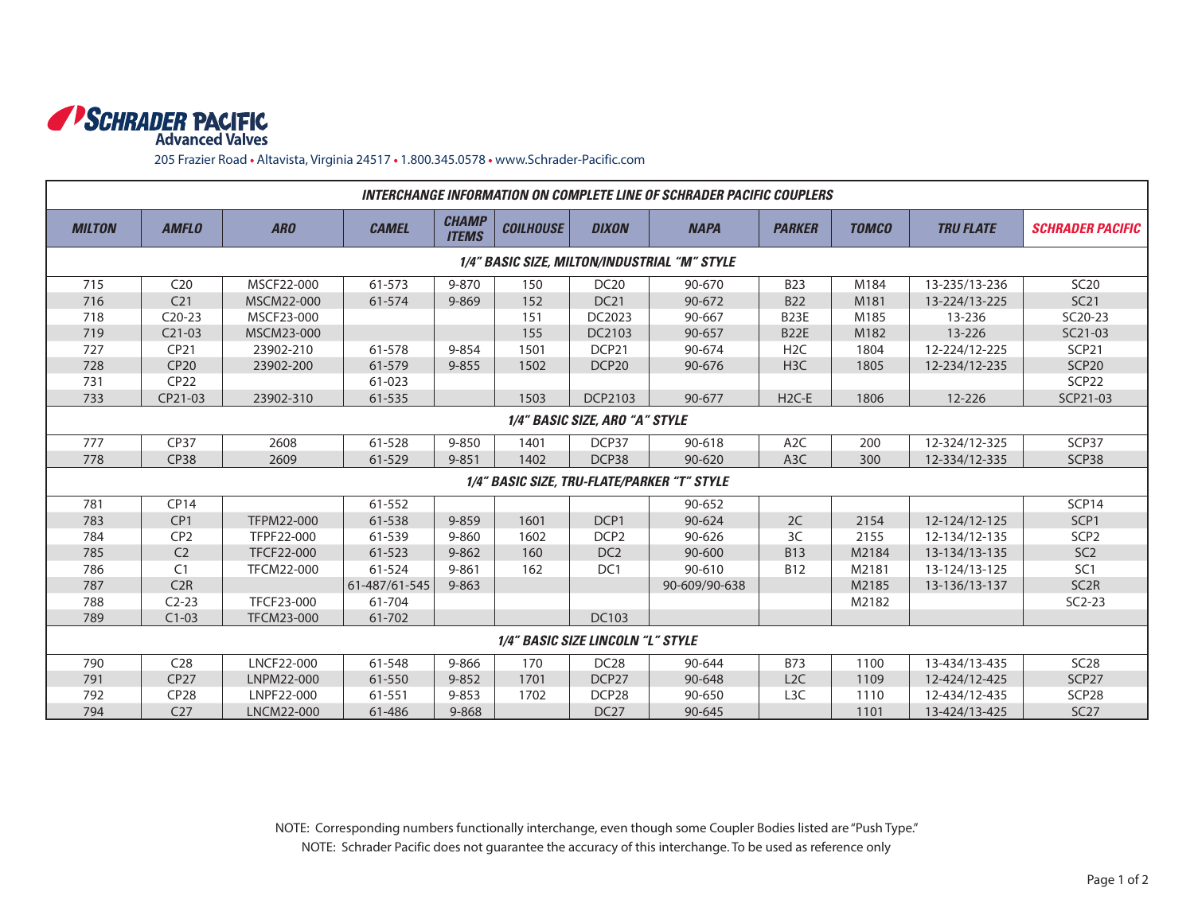# SCHRADER PACIFIC
**Advanced Valves**

205 Frazier Road • Altavista, Virginia 24517 • 1.800.345.0578 • www.Schrader-Pacific.com

## INTERCHANGE INFORMATION ON COMPLETE LINE OF SCHRADER PACIFIC COUPLERS

| MILTON | AMFLO | ARO | CAMEL | CHAMP ITEMS | COILHOUSE | DIXON | NAPA | PARKER | TOMCO | TRU FLATE | SCHRADER PACIFIC |
|---|---|---|---|---|---|---|---|---|---|---|---|
| **1/4" BASIC SIZE, MILTON/INDUSTRIAL "M" STYLE** | | | | | | | | | | | |
| 715 | C20 | MSCF22-000 | 61-573 | 9-870 | 150 | DC20 | 90-670 | B23 | M184 | 13-235/13-236 | SC20 |
| 716 | C21 | MSCM22-000 | 61-574 | 9-869 | 152 | DC21 | 90-672 | B22 | M181 | 13-224/13-225 | SC21 |
| 718 | C20-23 | MSCF23-000 | | | 151 | DC2023 | 90-667 | B23E | M185 | 13-236 | SC20-23 |
| 719 | C21-03 | MSCM23-000 | | | 155 | DC2103 | 90-657 | B22E | M182 | 13-226 | SC21-03 |
| 727 | CP21 | 23902-210 | 61-578 | 9-854 | 1501 | DCP21 | 90-674 | H2C | 1804 | 12-224/12-225 | SCP21 |
| 728 | CP20 | 23902-200 | 61-579 | 9-855 | 1502 | DCP20 | 90-676 | H3C | 1805 | 12-234/12-235 | SCP20 |
| 731 | CP22 | | 61-023 | | | | | | | | SCP22 |
| 733 | CP21-03 | 23902-310 | 61-535 | | 1503 | DCP2103 | 90-677 | H2C-E | 1806 | 12-226 | SCP21-03 |
| **1/4" BASIC SIZE, ARO "A" STYLE** | | | | | | | | | | | |
| 777 | CP37 | 2608 | 61-528 | 9-850 | 1401 | DCP37 | 90-618 | A2C | 200 | 12-324/12-325 | SCP37 |
| 778 | CP38 | 2609 | 61-529 | 9-851 | 1402 | DCP38 | 90-620 | A3C | 300 | 12-334/12-335 | SCP38 |
| **1/4" BASIC SIZE, TRU-FLATE/PARKER "T" STYLE** | | | | | | | | | | | |
| 781 | CP14 | | 61-552 | | | | 90-652 | | | | SCP14 |
| 783 | CP1 | TFPM22-000 | 61-538 | 9-859 | 1601 | DCP1 | 90-624 | 2C | 2154 | 12-124/12-125 | SCP1 |
| 784 | CP2 | TFPF22-000 | 61-539 | 9-860 | 1602 | DCP2 | 90-626 | 3C | 2155 | 12-134/12-135 | SCP2 |
| 785 | C2 | TFCF22-000 | 61-523 | 9-862 | 160 | DC2 | 90-600 | B13 | M2184 | 13-134/13-135 | SC2 |
| 786 | C1 | TFCM22-000 | 61-524 | 9-861 | 162 | DC1 | 90-610 | B12 | M2181 | 13-124/13-125 | SC1 |
| 787 | C2R | | 61-487/61-545 | 9-863 | | | 90-609/90-638 | | M2185 | 13-136/13-137 | SC2R |
| 788 | C2-23 | TFCF23-000 | 61-704 | | | | | | M2182 | | SC2-23 |
| 789 | C1-03 | TFCM23-000 | 61-702 | | | DC103 | | | | | |
| **1/4" BASIC SIZE LINCOLN "L" STYLE** | | | | | | | | | | | |
| 790 | C28 | LNCF22-000 | 61-548 | 9-866 | 170 | DC28 | 90-644 | B73 | 1100 | 13-434/13-435 | SC28 |
| 791 | CP27 | LNPM22-000 | 61-550 | 9-852 | 1701 | DCP27 | 90-648 | L2C | 1109 | 12-424/12-425 | SCP27 |
| 792 | CP28 | LNPF22-000 | 61-551 | 9-853 | 1702 | DCP28 | 90-650 | L3C | 1110 | 12-434/12-435 | SCP28 |
| 794 | C27 | LNCM22-000 | 61-486 | 9-868 | | DC27 | 90-645 | | 1101 | 13-424/13-425 | SC27 |

NOTE: Corresponding numbers functionally interchange, even though some Coupler Bodies listed are "Push Type."

NOTE: Schrader Pacific does not guarantee the accuracy of this interchange. To be used as reference only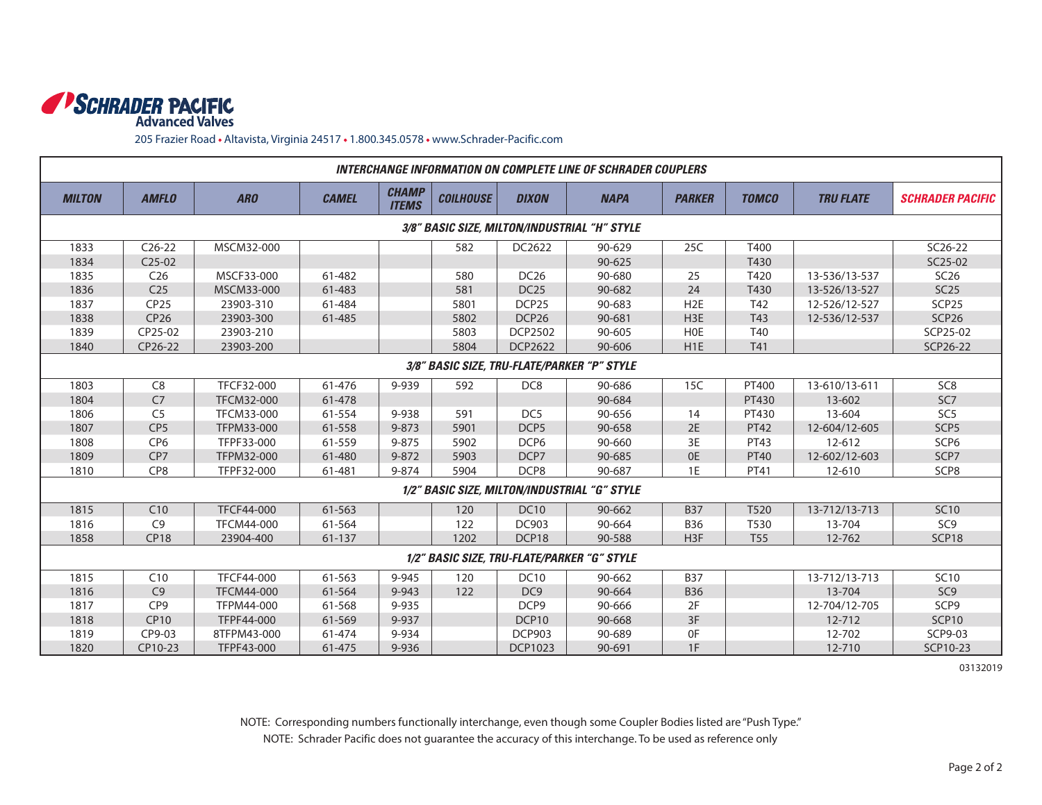**SCHRADER PACIFIC**
**Advanced Valves**

205 Frazier Road • Altavista, Virginia 24517 • 1.800.345.0578 • www.Schrader-Pacific.com

## INTERCHANGE INFORMATION ON COMPLETE LINE OF SCHRADER COUPLERS

| MILTON | AMFLO | ARO | CAMEL | CHAMP ITEMS | COILHOUSE | DIXON | NAPA | PARKER | TOMCO | TRU FLATE | SCHRADER PACIFIC |
|---|---|---|---|---|---|---|---|---|---|---|---|
| **3/8" BASIC SIZE, MILTON/INDUSTRIAL "H" STYLE** | | | | | | | | | | | |
| 1833 | C26-22 | MSCM32-000 | | | 582 | DC2622 | 90-629 | 25C | T400 | | SC26-22 |
| 1834 | C25-02 | | | | | | 90-625 | | T430 | | SC25-02 |
| 1835 | C26 | MSCF33-000 | 61-482 | | 580 | DC26 | 90-680 | 25 | T420 | 13-536/13-537 | SC26 |
| 1836 | C25 | MSCM33-000 | 61-483 | | 581 | DC25 | 90-682 | 24 | T430 | 13-526/13-527 | SC25 |
| 1837 | CP25 | 23903-310 | 61-484 | | 5801 | DCP25 | 90-683 | H2E | T42 | 12-526/12-527 | SCP25 |
| 1838 | CP26 | 23903-300 | 61-485 | | 5802 | DCP26 | 90-681 | H3E | T43 | 12-536/12-537 | SCP26 |
| 1839 | CP25-02 | 23903-210 | | | 5803 | DCP2502 | 90-605 | H0E | T40 | | SCP25-02 |
| 1840 | CP26-22 | 23903-200 | | | 5804 | DCP2622 | 90-606 | H1E | T41 | | SCP26-22 |
| **3/8" BASIC SIZE, TRU-FLATE/PARKER "P" STYLE** | | | | | | | | | | | |
| 1803 | C8 | TFCF32-000 | 61-476 | 9-939 | 592 | DC8 | 90-686 | 15C | PT400 | 13-610/13-611 | SC8 |
| 1804 | C7 | TFCM32-000 | 61-478 | | | | 90-684 | | PT430 | 13-602 | SC7 |
| 1806 | C5 | TFCM33-000 | 61-554 | 9-938 | 591 | DC5 | 90-656 | 14 | PT430 | 13-604 | SC5 |
| 1807 | CP5 | TFPM33-000 | 61-558 | 9-873 | 5901 | DCP5 | 90-658 | 2E | PT42 | 12-604/12-605 | SCP5 |
| 1808 | CP6 | TFPF33-000 | 61-559 | 9-875 | 5902 | DCP6 | 90-660 | 3E | PT43 | 12-612 | SCP6 |
| 1809 | CP7 | TFPM32-000 | 61-480 | 9-872 | 5903 | DCP7 | 90-685 | 0E | PT40 | 12-602/12-603 | SCP7 |
| 1810 | CP8 | TFPF32-000 | 61-481 | 9-874 | 5904 | DCP8 | 90-687 | 1E | PT41 | 12-610 | SCP8 |
| **1/2" BASIC SIZE, MILTON/INDUSTRIAL "G" STYLE** | | | | | | | | | | | |
| 1815 | C10 | TFCF44-000 | 61-563 | | 120 | DC10 | 90-662 | B37 | T520 | 13-712/13-713 | SC10 |
| 1816 | C9 | TFCM44-000 | 61-564 | | 122 | DC903 | 90-664 | B36 | T530 | 13-704 | SC9 |
| 1858 | CP18 | 23904-400 | 61-137 | | 1202 | DCP18 | 90-588 | H3F | T55 | 12-762 | SCP18 |
| **1/2" BASIC SIZE, TRU-FLATE/PARKER "G" STYLE** | | | | | | | | | | | |
| 1815 | C10 | TFCF44-000 | 61-563 | 9-945 | 120 | DC10 | 90-662 | B37 | | 13-712/13-713 | SC10 |
| 1816 | C9 | TFCM44-000 | 61-564 | 9-943 | 122 | DC9 | 90-664 | B36 | | 13-704 | SC9 |
| 1817 | CP9 | TFPM44-000 | 61-568 | 9-935 | | DCP9 | 90-666 | 2F | | 12-704/12-705 | SCP9 |
| 1818 | CP10 | TFPF44-000 | 61-569 | 9-937 | | DCP10 | 90-668 | 3F | | 12-712 | SCP10 |
| 1819 | CP9-03 | 8TFPM43-000 | 61-474 | 9-934 | | DCP903 | 90-689 | 0F | | 12-702 | SCP9-03 |
| 1820 | CP10-23 | TFPF43-000 | 61-475 | 9-936 | | DCP1023 | 90-691 | 1F | | 12-710 | SCP10-23 |

03132019

NOTE: Corresponding numbers functionally interchange, even though some Coupler Bodies listed are "Push Type."

NOTE: Schrader Pacific does not guarantee the accuracy of this interchange. To be used as reference only